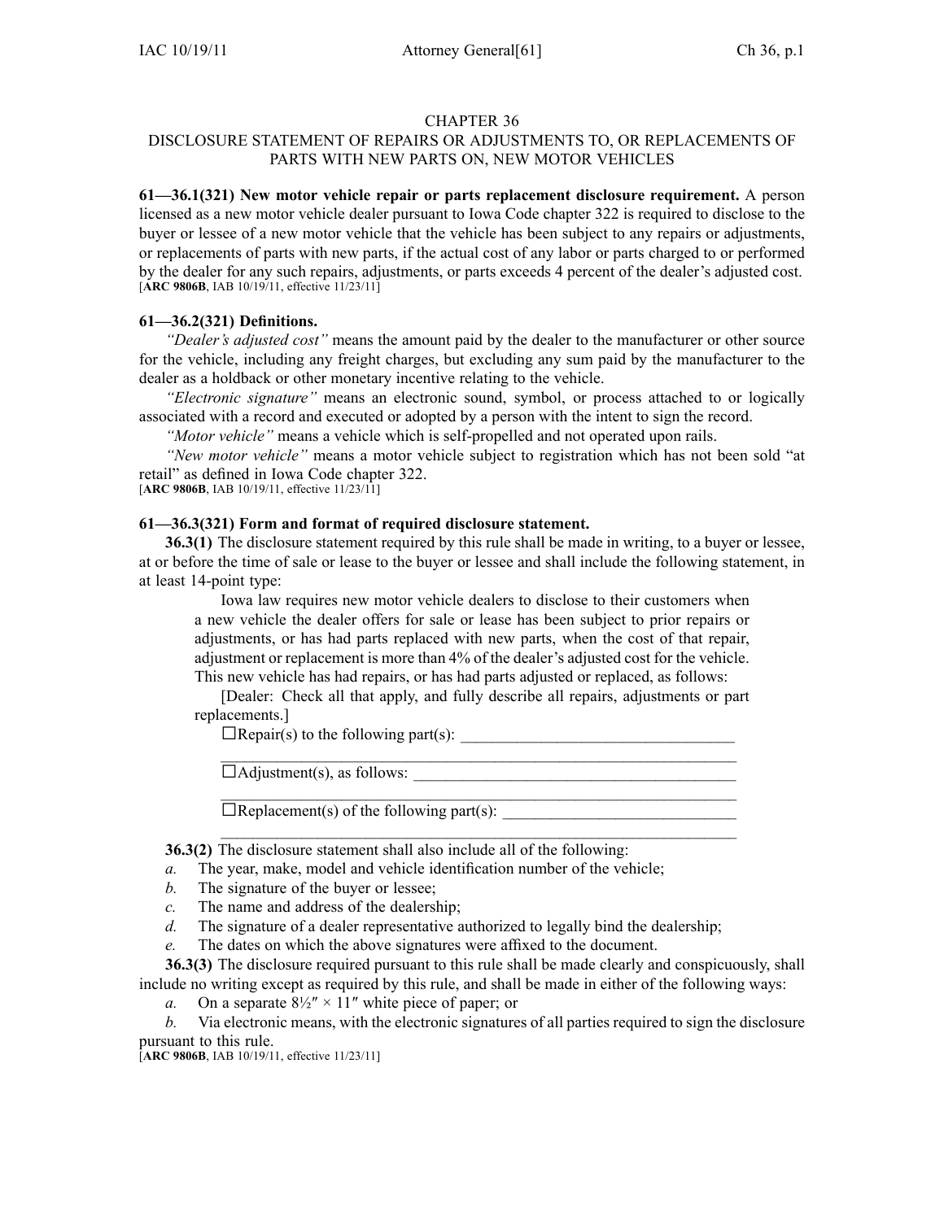# CHAPTER 36

## DISCLOSURE STATEMENT OF REPAIRS OR ADJUSTMENTS TO, OR REPLACEMENTS OF PARTS WITH NEW PARTS ON, NEW MOTOR VEHICLES

**61—36.1(321) New motor vehicle repair or parts replacement disclosure requirement.** A person licensed as a new motor vehicle dealer pursuant to Iowa Code chapter 322 is required to disclose to the buyer or lessee of a new motor vehicle that the vehicle has been subject to any repairs or adjustments, or replacements of parts with new parts, if the actual cost of any labor or parts charged to or performed by the dealer for any such repairs, adjustments, or parts exceeds 4 percent of the dealer's adjusted cost.
[**ARC 9806B**, IAB 10/19/11, effective 11/23/11]

**61—36.2(321) Definitions.**

*"Dealer's adjusted cost"* means the amount paid by the dealer to the manufacturer or other source for the vehicle, including any freight charges, but excluding any sum paid by the manufacturer to the dealer as a holdback or other monetary incentive relating to the vehicle.

*"Electronic signature"* means an electronic sound, symbol, or process attached to or logically associated with a record and executed or adopted by a person with the intent to sign the record.

*"Motor vehicle"* means a vehicle which is self-propelled and not operated upon rails.

*"New motor vehicle"* means a motor vehicle subject to registration which has not been sold "at retail" as defined in Iowa Code chapter 322.
[**ARC 9806B**, IAB 10/19/11, effective 11/23/11]

**61—36.3(321) Form and format of required disclosure statement.**

**36.3(1)** The disclosure statement required by this rule shall be made in writing, to a buyer or lessee, at or before the time of sale or lease to the buyer or lessee and shall include the following statement, in at least 14-point type:

> Iowa law requires new motor vehicle dealers to disclose to their customers when a new vehicle the dealer offers for sale or lease has been subject to prior repairs or adjustments, or has had parts replaced with new parts, when the cost of that repair, adjustment or replacement is more than 4% of the dealer's adjusted cost for the vehicle. This new vehicle has had repairs, or has had parts adjusted or replaced, as follows:
>
> [Dealer: Check all that apply, and fully describe all repairs, adjustments or part replacements.]
>
> ☐Repair(s) to the following part(s): ________________________________
> ____________________________________________________________
>
> ☐Adjustment(s), as follows: ______________________________________
> ____________________________________________________________
>
> ☐Replacement(s) of the following part(s): ___________________________
> ____________________________________________________________

**36.3(2)** The disclosure statement shall also include all of the following:

*a.* The year, make, model and vehicle identification number of the vehicle;

*b.* The signature of the buyer or lessee;

*c.* The name and address of the dealership;

*d.* The signature of a dealer representative authorized to legally bind the dealership;

*e.* The dates on which the above signatures were affixed to the document.

**36.3(3)** The disclosure required pursuant to this rule shall be made clearly and conspicuously, shall include no writing except as required by this rule, and shall be made in either of the following ways:

*a.* On a separate 8½″ × 11″ white piece of paper; or

*b.* Via electronic means, with the electronic signatures of all parties required to sign the disclosure pursuant to this rule.
[**ARC 9806B**, IAB 10/19/11, effective 11/23/11]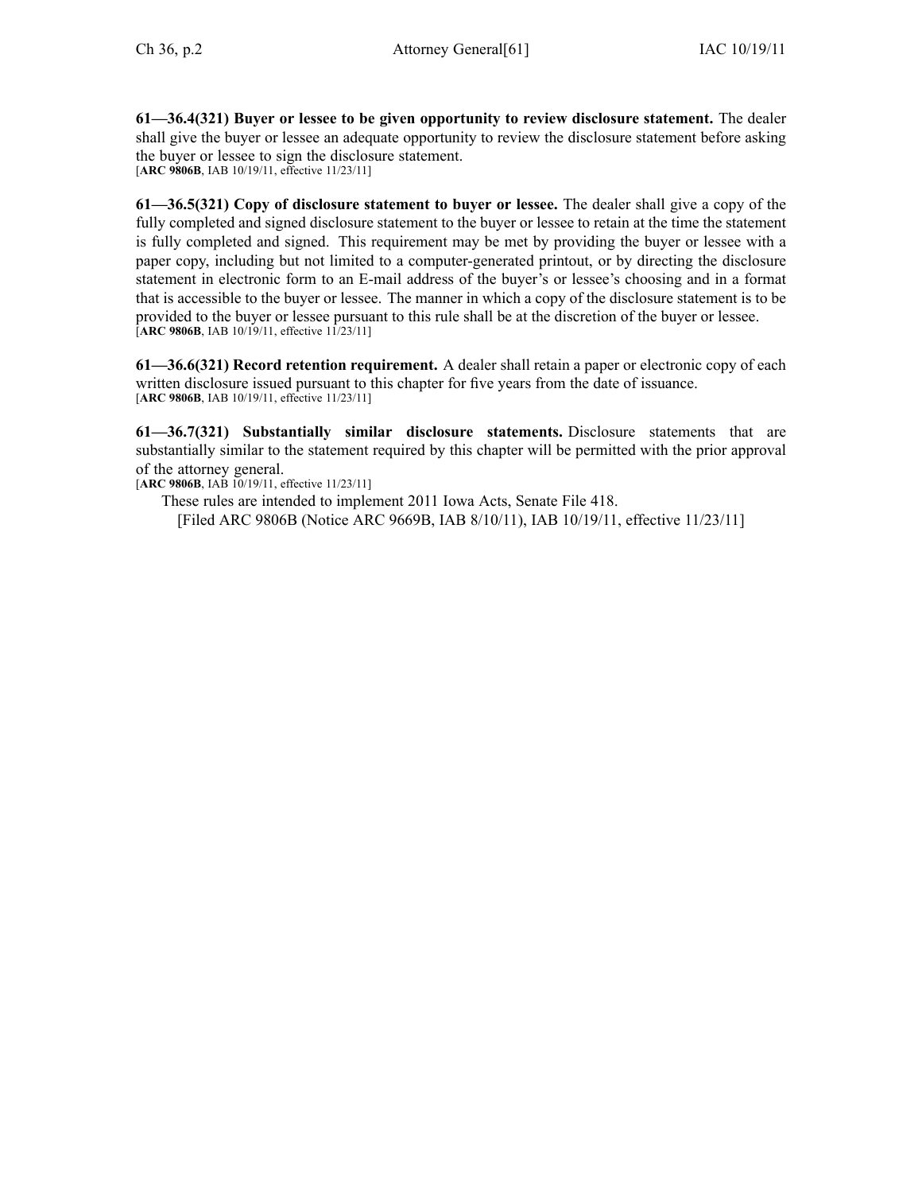**61—36.4(321) Buyer or lessee to be given opportunity to review disclosure statement.** The dealer shall give the buyer or lessee an adequate opportunity to review the disclosure statement before asking the buyer or lessee to sign the disclosure statement.
[**ARC 9806B**, IAB 10/19/11, effective 11/23/11]

**61—36.5(321) Copy of disclosure statement to buyer or lessee.** The dealer shall give a copy of the fully completed and signed disclosure statement to the buyer or lessee to retain at the time the statement is fully completed and signed. This requirement may be met by providing the buyer or lessee with a paper copy, including but not limited to a computer-generated printout, or by directing the disclosure statement in electronic form to an E-mail address of the buyer's or lessee's choosing and in a format that is accessible to the buyer or lessee. The manner in which a copy of the disclosure statement is to be provided to the buyer or lessee pursuant to this rule shall be at the discretion of the buyer or lessee.
[**ARC 9806B**, IAB 10/19/11, effective 11/23/11]

**61—36.6(321) Record retention requirement.** A dealer shall retain a paper or electronic copy of each written disclosure issued pursuant to this chapter for five years from the date of issuance.
[**ARC 9806B**, IAB 10/19/11, effective 11/23/11]

**61—36.7(321) Substantially similar disclosure statements.** Disclosure statements that are substantially similar to the statement required by this chapter will be permitted with the prior approval of the attorney general.
[**ARC 9806B**, IAB 10/19/11, effective 11/23/11]

These rules are intended to implement 2011 Iowa Acts, Senate File 418.

[Filed ARC 9806B (Notice ARC 9669B, IAB 8/10/11), IAB 10/19/11, effective 11/23/11]